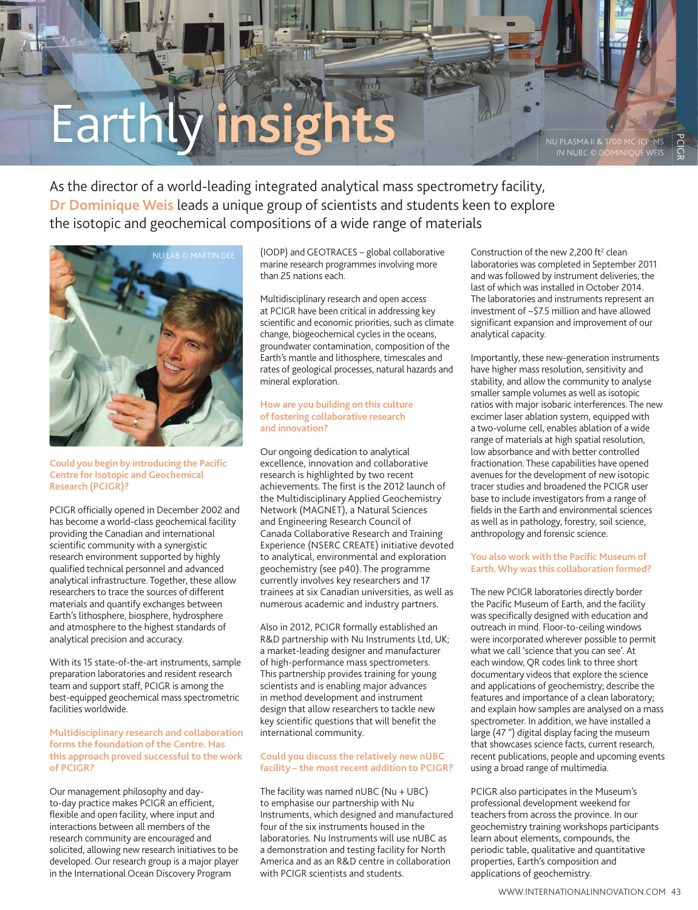# Earthly insights

NU PLASMA II & 1700 MC-ICP-MS IN NUBC © DOMINIQUE WEIS

As the director of a world-leading integrated analytical mass spectrometry facility, **Dr Dominique Weis** leads a unique group of scientists and students keen to explore the isotopic and geochemical compositions of a wide range of materials

NU LAB © MARTIN DEE

**Could you begin by introducing the Pacific Centre for Isotopic and Geochemical Research (PCIGR)?**

PCIGR officially opened in December 2002 and has become a world-class geochemical facility providing the Canadian and international scientific community with a synergistic research environment supported by highly qualified technical personnel and advanced analytical infrastructure. Together, these allow researchers to trace the sources of different materials and quantify exchanges between Earth's lithosphere, biosphere, hydrosphere and atmosphere to the highest standards of analytical precision and accuracy.

With its 15 state-of-the-art instruments, sample preparation laboratories and resident research team and support staff, PCIGR is among the best-equipped geochemical mass spectrometric facilities worldwide.

**Multidisciplinary research and collaboration forms the foundation of the Centre. Has this approach proved successful to the work of PCIGR?**

Our management philosophy and day-to-day practice makes PCIGR an efficient, flexible and open facility, where input and interactions between all members of the research community are encouraged and solicited, allowing new research initiatives to be developed. Our research group is a major player in the International Ocean Discovery Program (IODP) and GEOTRACES – global collaborative marine research programmes involving more than 25 nations each.

Multidisciplinary research and open access at PCIGR have been critical in addressing key scientific and economic priorities, such as climate change, biogeochemical cycles in the oceans, groundwater contamination, composition of the Earth's mantle and lithosphere, timescales and rates of geological processes, natural hazards and mineral exploration.

**How are you building on this culture of fostering collaborative research and innovation?**

Our ongoing dedication to analytical excellence, innovation and collaborative research is highlighted by two recent achievements. The first is the 2012 launch of the Multidisciplinary Applied Geochemistry Network (MAGNET), a Natural Sciences and Engineering Research Council of Canada Collaborative Research and Training Experience (NSERC CREATE) initiative devoted to analytical, environmental and exploration geochemistry (see p40). The programme currently involves key researchers and 17 trainees at six Canadian universities, as well as numerous academic and industry partners.

Also in 2012, PCIGR formally established an R&D partnership with Nu Instruments Ltd, UK; a market-leading designer and manufacturer of high-performance mass spectrometers. This partnership provides training for young scientists and is enabling major advances in method development and instrument design that allow researchers to tackle new key scientific questions that will benefit the international community.

**Could you discuss the relatively new nUBC facility – the most recent addition to PCIGR?**

The facility was named nUBC (Nu + UBC) to emphasise our partnership with Nu Instruments, which designed and manufactured four of the six instruments housed in the laboratories. Nu Instruments will use nUBC as a demonstration and testing facility for North America and as an R&D centre in collaboration with PCIGR scientists and students.

Construction of the new 2,200 ft² clean laboratories was completed in September 2011 and was followed by instrument deliveries, the last of which was installed in October 2014. The laboratories and instruments represent an investment of ~$7.5 million and have allowed significant expansion and improvement of our analytical capacity.

Importantly, these new-generation instruments have higher mass resolution, sensitivity and stability, and allow the community to analyse smaller sample volumes as well as isotopic ratios with major isobaric interferences. The new excimer laser ablation system, equipped with a two-volume cell, enables ablation of a wide range of materials at high spatial resolution, low absorbance and with better controlled fractionation. These capabilities have opened avenues for the development of new isotopic tracer studies and broadened the PCIGR user base to include investigators from a range of fields in the Earth and environmental sciences as well as in pathology, forestry, soil science, anthropology and forensic science.

**You also work with the Pacific Museum of Earth. Why was this collaboration formed?**

The new PCIGR laboratories directly border the Pacific Museum of Earth, and the facility was specifically designed with education and outreach in mind. Floor-to-ceiling windows were incorporated wherever possible to permit what we call 'science that you can see'. At each window, QR codes link to three short documentary videos that explore the science and applications of geochemistry; describe the features and importance of a clean laboratory; and explain how samples are analysed on a mass spectrometer. In addition, we have installed a large (47 ") digital display facing the museum that showcases science facts, current research, recent publications, people and upcoming events using a broad range of multimedia.

PCIGR also participates in the Museum's professional development weekend for teachers from across the province. In our geochemistry training workshops participants learn about elements, compounds, the periodic table, qualitative and quantitative properties, Earth's composition and applications of geochemistry.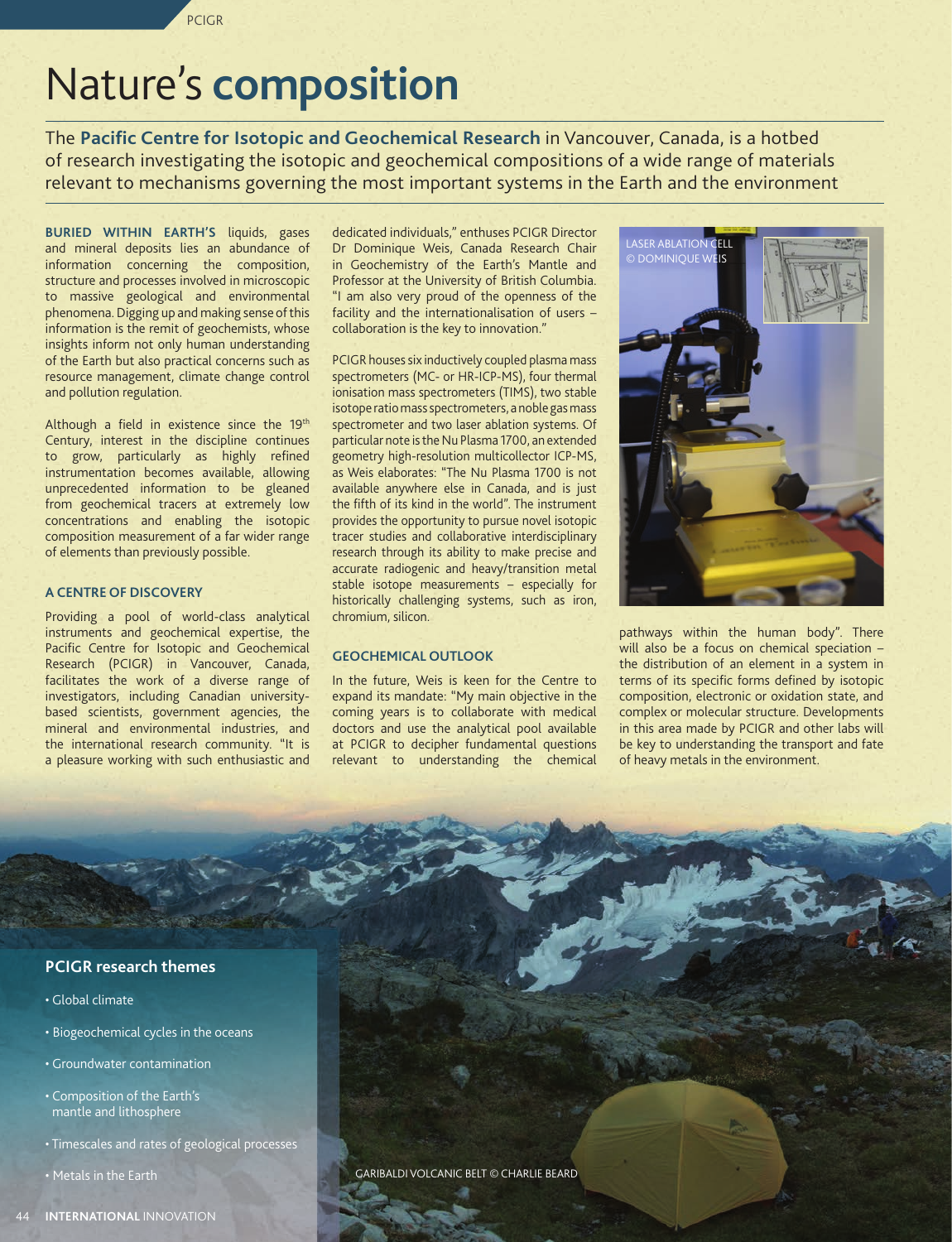# Nature's **composition**

The **Pacific Centre for Isotopic and Geochemical Research** in Vancouver, Canada, is a hotbed of research investigating the isotopic and geochemical compositions of a wide range of materials relevant to mechanisms governing the most important systems in the Earth and the environment

**BURIED WITHIN EARTH'S** liquids, gases and mineral deposits lies an abundance of information concerning the composition, structure and processes involved in microscopic to massive geological and environmental phenomena. Digging up and making sense of this information is the remit of geochemists, whose insights inform not only human understanding of the Earth but also practical concerns such as resource management, climate change control and pollution regulation.

Although a field in existence since the 19th Century, interest in the discipline continues to grow, particularly as highly refined instrumentation becomes available, allowing unprecedented information to be gleaned from geochemical tracers at extremely low concentrations and enabling the isotopic composition measurement of a far wider range of elements than previously possible.

### A CENTRE OF DISCOVERY

Providing a pool of world-class analytical instruments and geochemical expertise, the Pacific Centre for Isotopic and Geochemical Research (PCIGR) in Vancouver, Canada, facilitates the work of a diverse range of investigators, including Canadian university-based scientists, government agencies, the mineral and environmental industries, and the international research community. "It is a pleasure working with such enthusiastic and dedicated individuals," enthuses PCIGR Director Dr Dominique Weis, Canada Research Chair in Geochemistry of the Earth's Mantle and Professor at the University of British Columbia. "I am also very proud of the openness of the facility and the internationalisation of users – collaboration is the key to innovation."

PCIGR houses six inductively coupled plasma mass spectrometers (MC- or HR-ICP-MS), four thermal ionisation mass spectrometers (TIMS), two stable isotope ratio mass spectrometers, a noble gas mass spectrometer and two laser ablation systems. Of particular note is the Nu Plasma 1700, an extended geometry high-resolution multicollector ICP-MS, as Weis elaborates: "The Nu Plasma 1700 is not available anywhere else in Canada, and is just the fifth of its kind in the world". The instrument provides the opportunity to pursue novel isotopic tracer studies and collaborative interdisciplinary research through its ability to make precise and accurate radiogenic and heavy/transition metal stable isotope measurements – especially for historically challenging systems, such as iron, chromium, silicon.

### GEOCHEMICAL OUTLOOK

In the future, Weis is keen for the Centre to expand its mandate: "My main objective in the coming years is to collaborate with medical doctors and use the analytical pool available at PCIGR to decipher fundamental questions relevant to understanding the chemical pathways within the human body". There will also be a focus on chemical speciation – the distribution of an element in a system in terms of its specific forms defined by isotopic composition, electronic or oxidation state, and complex or molecular structure. Developments in this area made by PCIGR and other labs will be key to understanding the transport and fate of heavy metals in the environment.

LASER ABLATION CELL © DOMINIQUE WEIS

### PCIGR research themes

- Global climate
- Biogeochemical cycles in the oceans
- Groundwater contamination
- Composition of the Earth's mantle and lithosphere
- Timescales and rates of geological processes
- Metals in the Earth

GARIBALDI VOLCANIC BELT © CHARLIE BEARD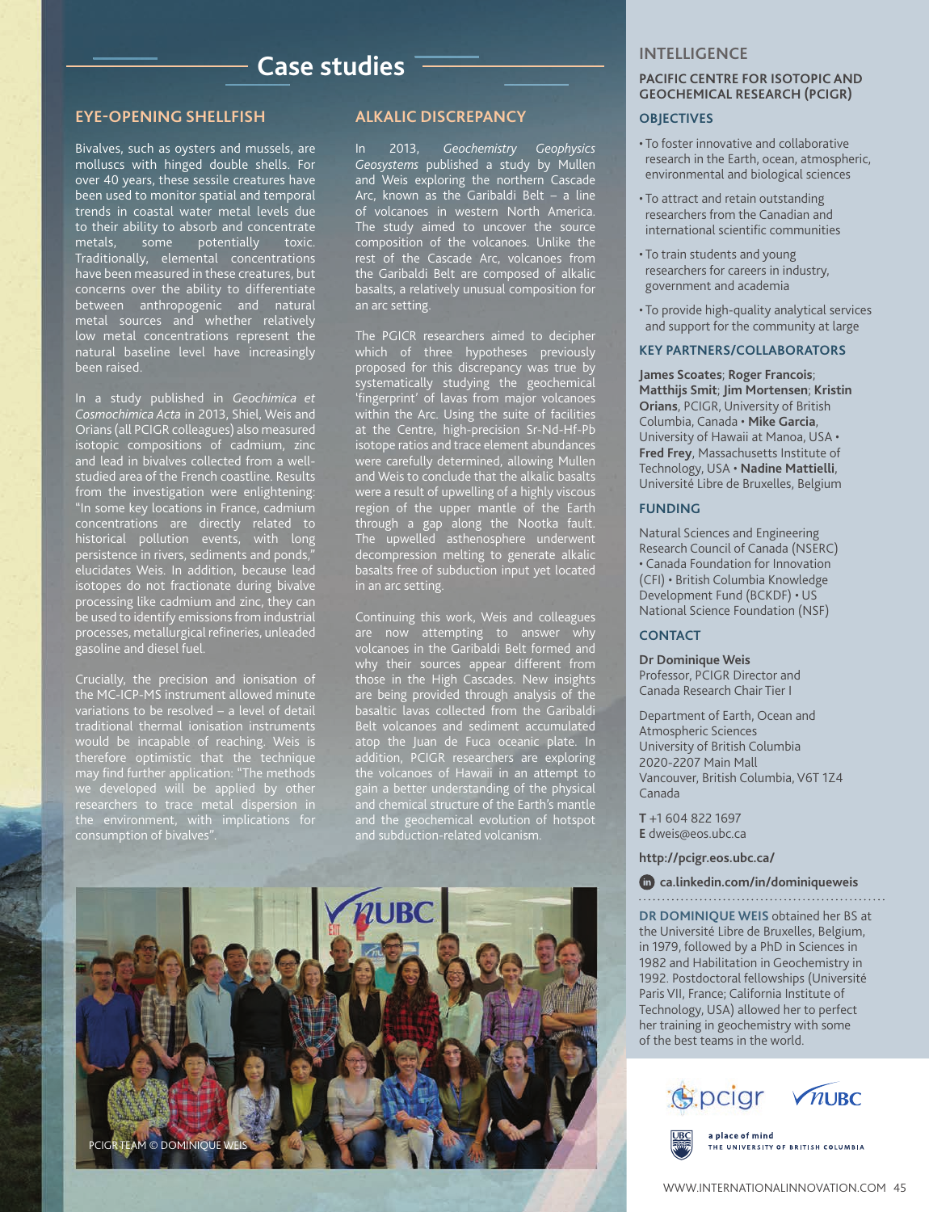# Case studies

## EYE-OPENING SHELLFISH

Bivalves, such as oysters and mussels, are molluscs with hinged double shells. For over 40 years, these sessile creatures have been used to monitor spatial and temporal trends in coastal water metal levels due to their ability to absorb and concentrate metals, some potentially toxic. Traditionally, elemental concentrations have been measured in these creatures, but concerns over the ability to differentiate between anthropogenic and natural metal sources and whether relatively low metal concentrations represent the natural baseline level have increasingly been raised.

In a study published in *Geochimica et Cosmochimica Acta* in 2013, Shiel, Weis and Orians (all PCIGR colleagues) also measured isotopic compositions of cadmium, zinc and lead in bivalves collected from a well-studied area of the French coastline. Results from the investigation were enlightening: "In some key locations in France, cadmium concentrations are directly related to historical pollution events, with long persistence in rivers, sediments and ponds," elucidates Weis. In addition, because lead isotopes do not fractionate during bivalve processing like cadmium and zinc, they can be used to identify emissions from industrial processes, metallurgical refineries, unleaded gasoline and diesel fuel.

Crucially, the precision and ionisation of the MC-ICP-MS instrument allowed minute variations to be resolved – a level of detail traditional thermal ionisation instruments would be incapable of reaching. Weis is therefore optimistic that the technique may find further application: "The methods we developed will be applied by other researchers to trace metal dispersion in the environment, with implications for consumption of bivalves".

## ALKALIC DISCREPANCY

In 2013, *Geochemistry Geophysics Geosystems* published a study by Mullen and Weis exploring the northern Cascade Arc, known as the Garibaldi Belt – a line of volcanoes in western North America. The study aimed to uncover the source composition of the volcanoes. Unlike the rest of the Cascade Arc, volcanoes from the Garibaldi Belt are composed of alkalic basalts, a relatively unusual composition for an arc setting.

The PGICR researchers aimed to decipher which of three hypotheses previously proposed for this discrepancy was true by systematically studying the geochemical 'fingerprint' of lavas from major volcanoes within the Arc. Using the suite of facilities at the Centre, high-precision Sr-Nd-Hf-Pb isotope ratios and trace element abundances were carefully determined, allowing Mullen and Weis to conclude that the alkalic basalts were a result of upwelling of a highly viscous region of the upper mantle of the Earth through a gap along the Nootka fault. The upwelled asthenosphere underwent decompression melting to generate alkalic basalts free of subduction input yet located in an arc setting.

Continuing this work, Weis and colleagues are now attempting to answer why volcanoes in the Garibaldi Belt formed and why their sources appear different from those in the High Cascades. New insights are being provided through analysis of the basaltic lavas collected from the Garibaldi Belt volcanoes and sediment accumulated atop the Juan de Fuca oceanic plate. In addition, PCIGR researchers are exploring the volcanoes of Hawaii in an attempt to gain a better understanding of the physical and chemical structure of the Earth's mantle and the geochemical evolution of hotspot and subduction-related volcanism.

PCIGR TEAM © DOMINIQUE WEIS

## INTELLIGENCE

### PACIFIC CENTRE FOR ISOTOPIC AND GEOCHEMICAL RESEARCH (PCIGR)

### OBJECTIVES

- To foster innovative and collaborative research in the Earth, ocean, atmospheric, environmental and biological sciences
- To attract and retain outstanding researchers from the Canadian and international scientific communities
- To train students and young researchers for careers in industry, government and academia
- To provide high-quality analytical services and support for the community at large

### KEY PARTNERS/COLLABORATORS

**James Scoates**; **Roger Francois**; **Matthijs Smit**; **Jim Mortensen**; **Kristin Orians**, PCIGR, University of British Columbia, Canada • **Mike Garcia**, University of Hawaii at Manoa, USA • **Fred Frey**, Massachusetts Institute of Technology, USA • **Nadine Mattielli**, Université Libre de Bruxelles, Belgium

### FUNDING

Natural Sciences and Engineering Research Council of Canada (NSERC) • Canada Foundation for Innovation (CFI) • British Columbia Knowledge Development Fund (BCKDF) • US National Science Foundation (NSF)

### CONTACT

**Dr Dominique Weis**
Professor, PCIGR Director and Canada Research Chair Tier I

Department of Earth, Ocean and Atmospheric Sciences
University of British Columbia
2020-2207 Main Mall
Vancouver, British Columbia, V6T 1Z4
Canada

**T** +1 604 822 1697
**E** dweis@eos.ubc.ca

**http://pcigr.eos.ubc.ca/**

**ca.linkedin.com/in/dominiqueweis**

**DR DOMINIQUE WEIS** obtained her BS at the Université Libre de Bruxelles, Belgium, in 1979, followed by a PhD in Sciences in 1982 and Habilitation in Geochemistry in 1992. Postdoctoral fellowships (Université Paris VII, France; California Institute of Technology, USA) allowed her to perfect her training in geochemistry with some of the best teams in the world.

pcigr UBC

a place of mind
THE UNIVERSITY OF BRITISH COLUMBIA